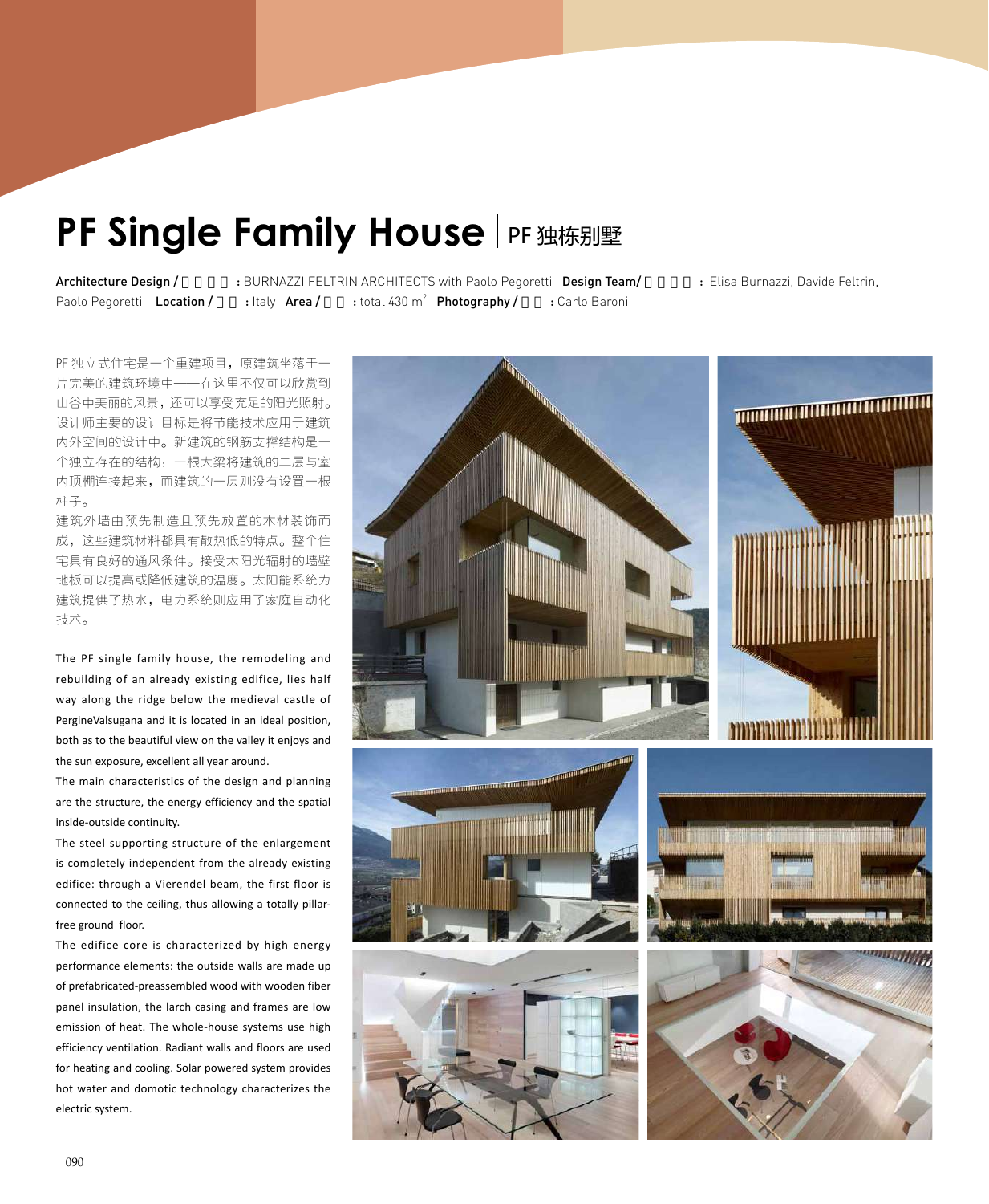# PF Single Family House | PF 独栋别墅

**Architecture Design / 　　　　:** BURNAZZI FELTRIN ARCHITECTS with Paolo Pegoretti **Design Team/ 　　　　:** Elisa Burnazzi, Davide Feltrin, Paolo Pegoretti **Location / 　　:** Italy **Area / 　　:** total 430 m$^2$ **Photography / 　　:** Carlo Baroni

PF 独立式住宅是一个重建项目，原建筑坐落于一片完美的建筑环境中——在这里不仅可以欣赏到山谷中美丽的风景，还可以享受充足的阳光照射。设计师主要的设计目标是将节能技术应用于建筑内外空间的设计中。新建筑的钢筋支撑结构是一个独立存在的结构：一根大梁将建筑的二层与室内顶棚连接起来，而建筑的一层则没有设置一根柱子。

建筑外墙由预先制造且预先放置的木材装饰而成，这些建筑材料都具有散热低的特点。整个住宅具有良好的通风条件。接受太阳光辐射的墙壁地板可以提高或降低建筑的温度。太阳能系统为建筑提供了热水，电力系统则应用了家庭自动化技术。

The PF single family house, the remodeling and rebuilding of an already existing edifice, lies half way along the ridge below the medieval castle of PergineValsugana and it is located in an ideal position, both as to the beautiful view on the valley it enjoys and the sun exposure, excellent all year around.

The main characteristics of the design and planning are the structure, the energy efficiency and the spatial inside-outside continuity.

The steel supporting structure of the enlargement is completely independent from the already existing edifice: through a Vierendel beam, the first floor is connected to the ceiling, thus allowing a totally pillar-free ground floor.

The edifice core is characterized by high energy performance elements: the outside walls are made up of prefabricated-preassembled wood with wooden fiber panel insulation, the larch casing and frames are low emission of heat. The whole-house systems use high efficiency ventilation. Radiant walls and floors are used for heating and cooling. Solar powered system provides hot water and domotic technology characterizes the electric system.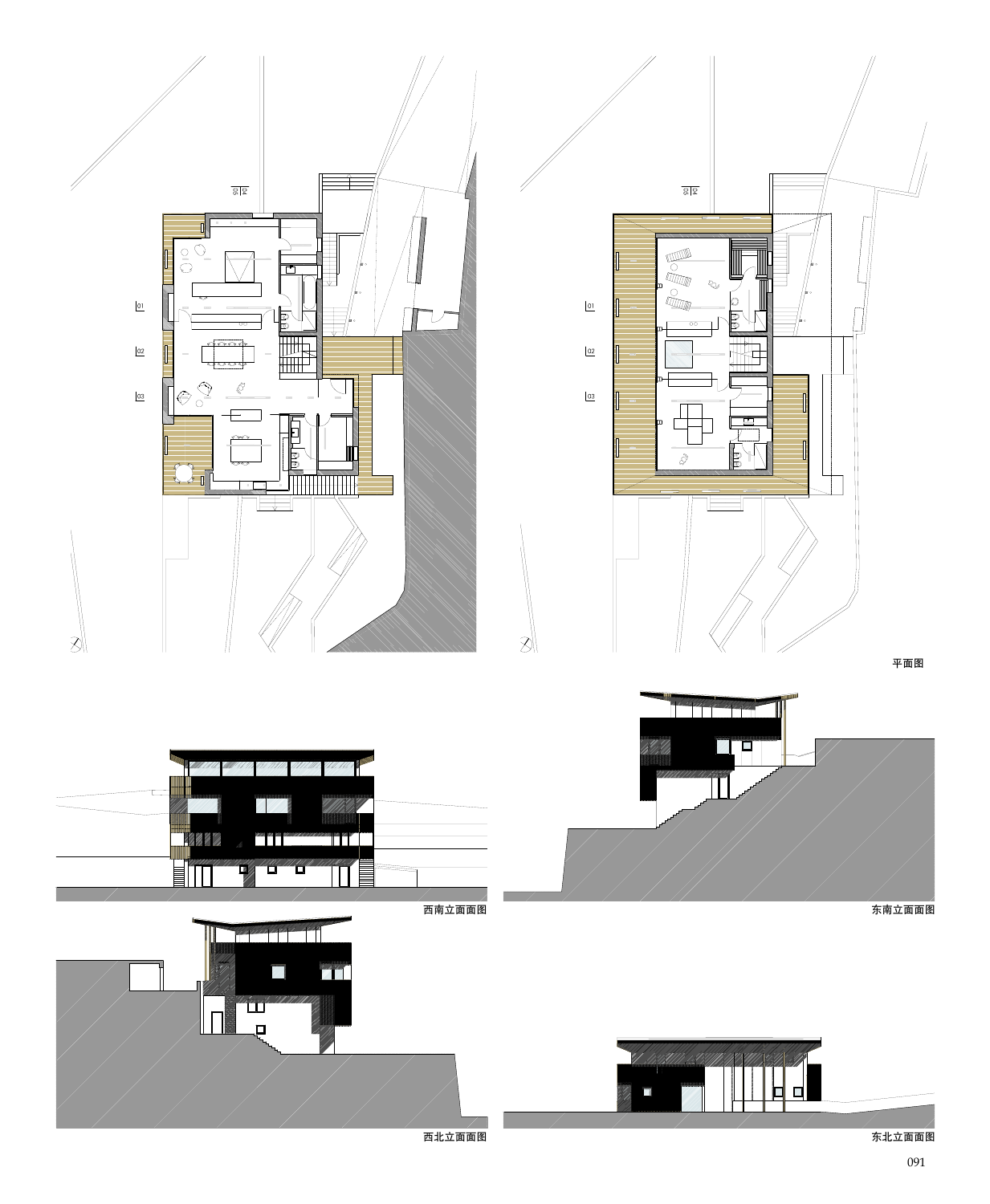平面图

西南立面面图

东南立面面图

西北立面面图

东北立面面图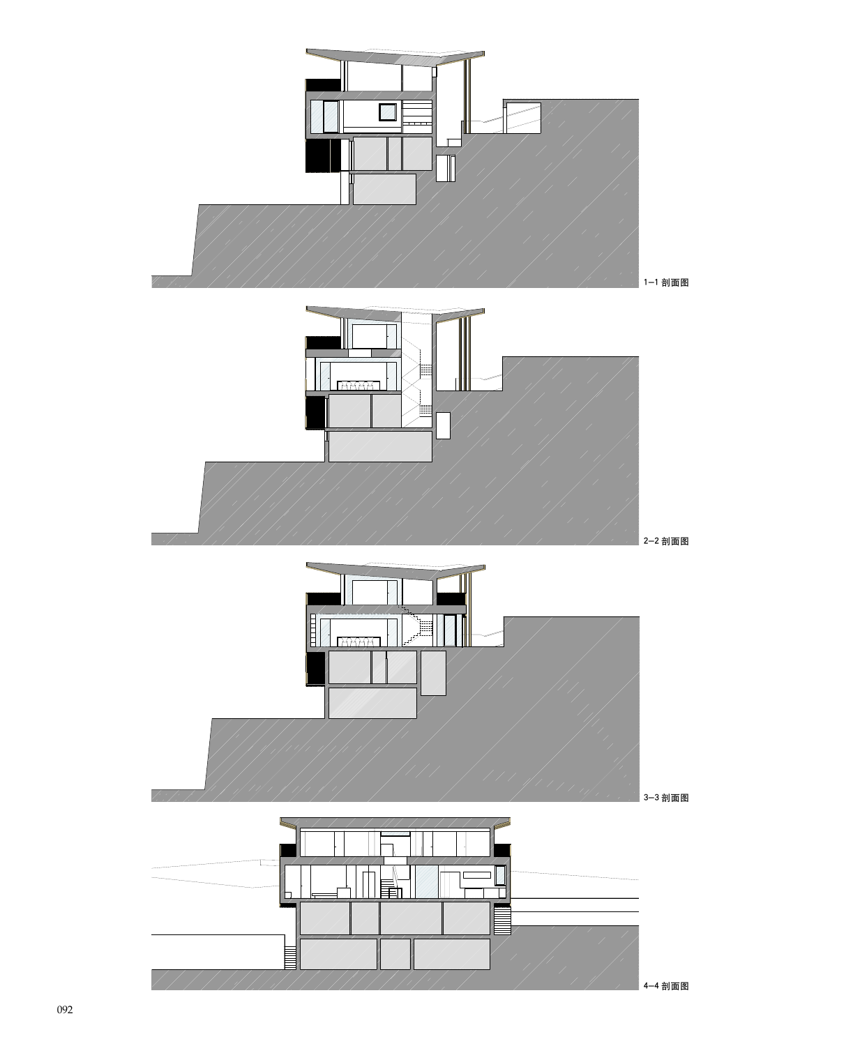1–1 剖面图

2–2 剖面图

3–3 剖面图

4–4 剖面图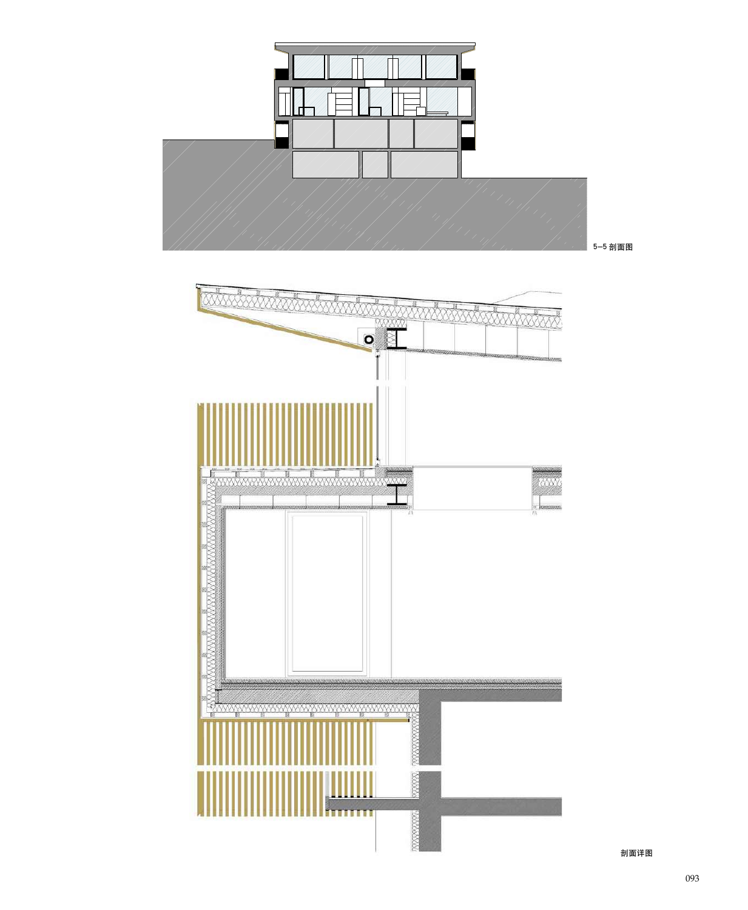5–5 剖面图

剖面详图